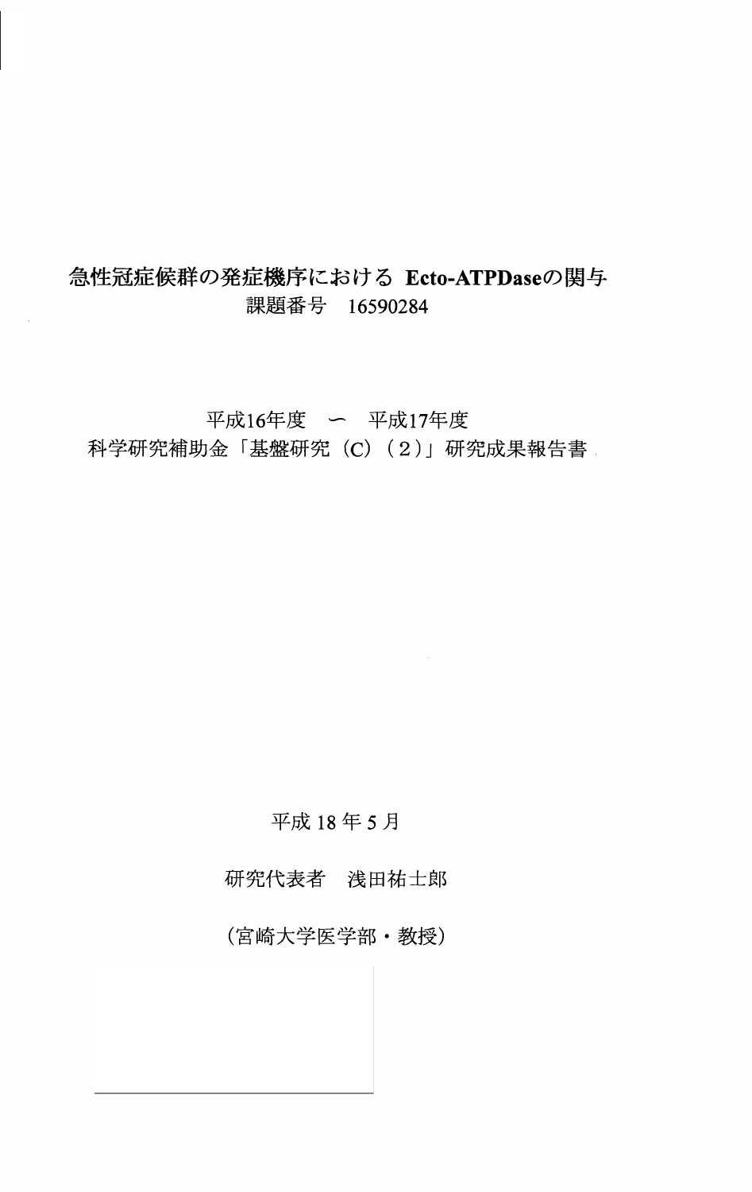# 急性冠症候群の発症機序における Ecto-ATPDaseの関与

課題番号　16590284

平成16年度　〜　平成17年度

科学研究補助金「基盤研究（C）（２）」研究成果報告書

平成 18 年 5 月

研究代表者　浅田祐士郎

（宮崎大学医学部・教授）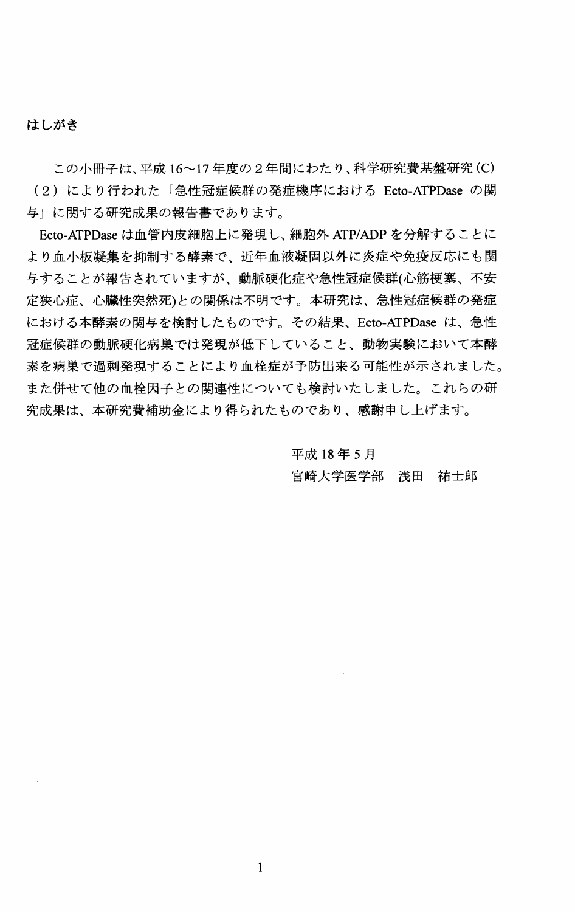## はしがき

この小冊子は、平成16〜17年度の２年間にわたり、科学研究費基盤研究(C)（２）により行われた「急性冠症候群の発症機序における Ecto-ATPDase の関与」に関する研究成果の報告書であります。

Ecto-ATPDase は血管内皮細胞上に発現し、細胞外 ATP/ADP を分解することにより血小板凝集を抑制する酵素で、近年血液凝固以外に炎症や免疫反応にも関与することが報告されていますが、動脈硬化症や急性冠症候群(心筋梗塞、不安定狭心症、心臓性突然死)との関係は不明です。本研究は、急性冠症候群の発症における本酵素の関与を検討したものです。その結果、Ecto-ATPDase は、急性冠症候群の動脈硬化病巣では発現が低下していること、動物実験において本酵素を病巣で過剰発現することにより血栓症が予防出来る可能性が示されました。また併せて他の血栓因子との関連性についても検討いたしました。これらの研究成果は、本研究費補助金により得られたものであり、感謝申し上げます。

平成18年5月

宮崎大学医学部　浅田　祐士郎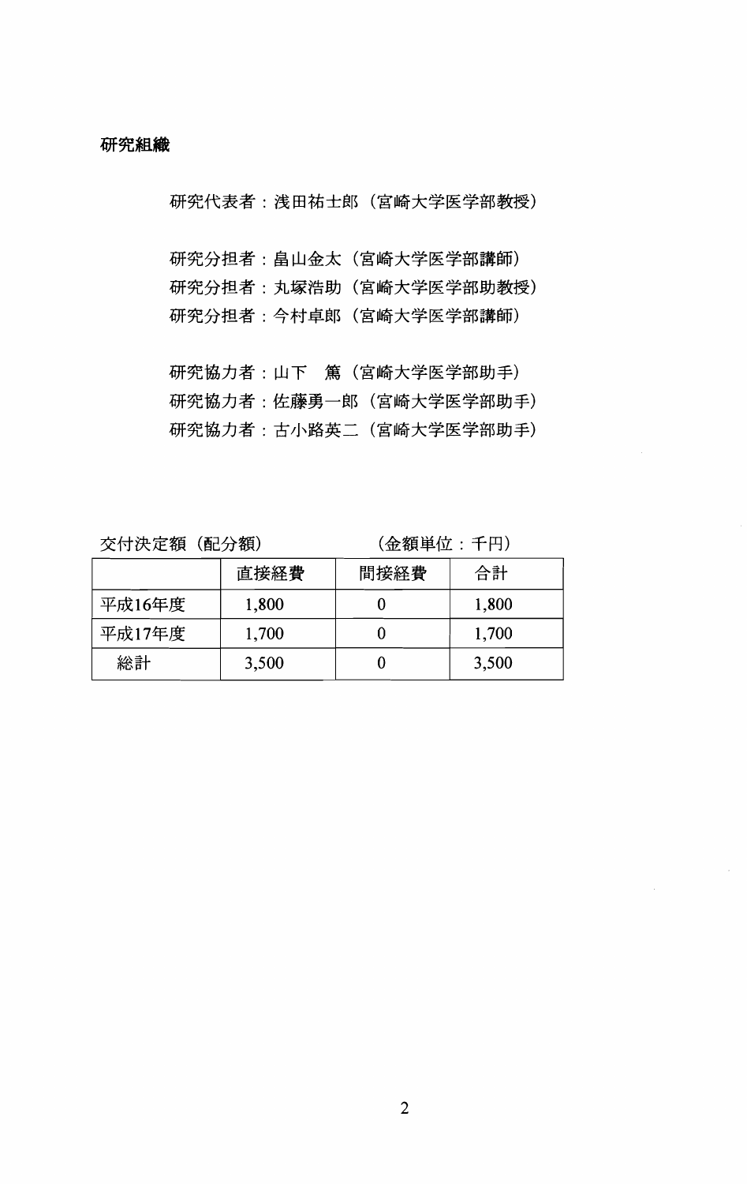**研究組織**

研究代表者：浅田祐士郎（宮崎大学医学部教授）

研究分担者：畠山金太（宮崎大学医学部講師）
研究分担者：丸塚浩助（宮崎大学医学部助教授）
研究分担者：今村卓郎（宮崎大学医学部講師）

研究協力者：山下　篤（宮崎大学医学部助手）
研究協力者：佐藤勇一郎（宮崎大学医学部助手）
研究協力者：古小路英二（宮崎大学医学部助手）

交付決定額（配分額）　　　　　（金額単位：千円）

| | 直接経費 | 間接経費 | 合計 |
|---|---|---|---|
| 平成16年度 | 1,800 | 0 | 1,800 |
| 平成17年度 | 1,700 | 0 | 1,700 |
| 総計 | 3,500 | 0 | 3,500 |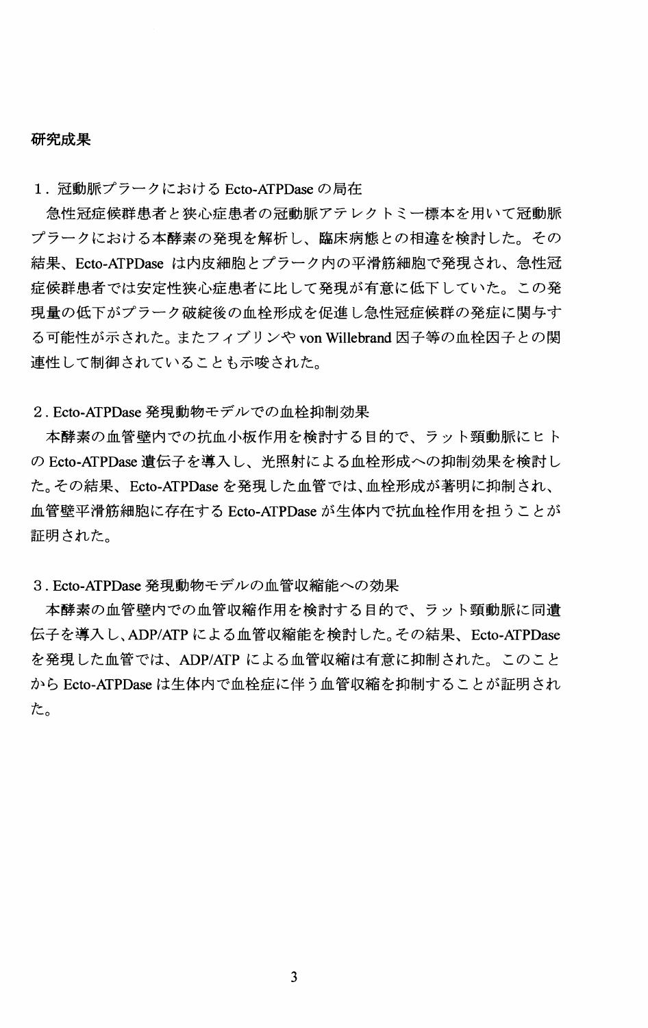## 研究成果

### 1．冠動脈プラークにおける Ecto-ATPDase の局在

急性冠症候群患者と狭心症患者の冠動脈アテレクトミー標本を用いて冠動脈プラークにおける本酵素の発現を解析し、臨床病態との相違を検討した。その結果、Ecto-ATPDase は内皮細胞とプラーク内の平滑筋細胞で発現され、急性冠症候群患者では安定性狭心症患者に比して発現が有意に低下していた。この発現量の低下がプラーク破綻後の血栓形成を促進し急性冠症候群の発症に関与する可能性が示された。またフィブリンや von Willebrand 因子等の血栓因子との関連性して制御されていることも示唆された。

### 2. Ecto-ATPDase 発現動物モデルでの血栓抑制効果

本酵素の血管壁内での抗血小板作用を検討する目的で、ラット頸動脈にヒトの Ecto-ATPDase 遺伝子を導入し、光照射による血栓形成への抑制効果を検討した。その結果、Ecto-ATPDase を発現した血管では、血栓形成が著明に抑制され、血管壁平滑筋細胞に存在する Ecto-ATPDase が生体内で抗血栓作用を担うことが証明された。

### 3. Ecto-ATPDase 発現動物モデルの血管収縮能への効果

本酵素の血管壁内での血管収縮作用を検討する目的で、ラット頸動脈に同遺伝子を導入し、ADP/ATP による血管収縮能を検討した。その結果、Ecto-ATPDase を発現した血管では、ADP/ATP による血管収縮は有意に抑制された。このことから Ecto-ATPDase は生体内で血栓症に伴う血管収縮を抑制することが証明された。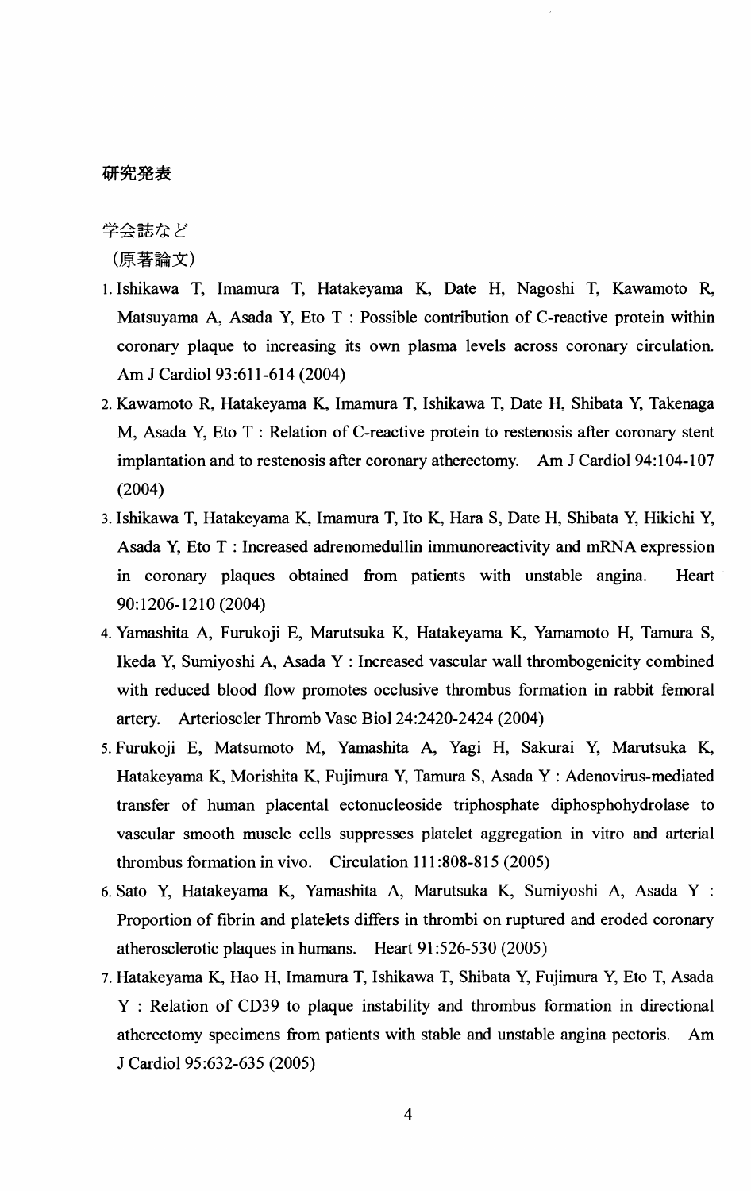## 研究発表

学会誌など

（原著論文）

1. Ishikawa T, Imamura T, Hatakeyama K, Date H, Nagoshi T, Kawamoto R, Matsuyama A, Asada Y, Eto T : Possible contribution of C-reactive protein within coronary plaque to increasing its own plasma levels across coronary circulation. Am J Cardiol 93:611-614 (2004)
2. Kawamoto R, Hatakeyama K, Imamura T, Ishikawa T, Date H, Shibata Y, Takenaga M, Asada Y, Eto T : Relation of C-reactive protein to restenosis after coronary stent implantation and to restenosis after coronary atherectomy. Am J Cardiol 94:104-107 (2004)
3. Ishikawa T, Hatakeyama K, Imamura T, Ito K, Hara S, Date H, Shibata Y, Hikichi Y, Asada Y, Eto T : Increased adrenomedullin immunoreactivity and mRNA expression in coronary plaques obtained from patients with unstable angina. Heart 90:1206-1210 (2004)
4. Yamashita A, Furukoji E, Marutsuka K, Hatakeyama K, Yamamoto H, Tamura S, Ikeda Y, Sumiyoshi A, Asada Y : Increased vascular wall thrombogenicity combined with reduced blood flow promotes occlusive thrombus formation in rabbit femoral artery. Arterioscler Thromb Vasc Biol 24:2420-2424 (2004)
5. Furukoji E, Matsumoto M, Yamashita A, Yagi H, Sakurai Y, Marutsuka K, Hatakeyama K, Morishita K, Fujimura Y, Tamura S, Asada Y : Adenovirus-mediated transfer of human placental ectonucleoside triphosphate diphosphohydrolase to vascular smooth muscle cells suppresses platelet aggregation in vitro and arterial thrombus formation in vivo. Circulation 111:808-815 (2005)
6. Sato Y, Hatakeyama K, Yamashita A, Marutsuka K, Sumiyoshi A, Asada Y : Proportion of fibrin and platelets differs in thrombi on ruptured and eroded coronary atherosclerotic plaques in humans. Heart 91:526-530 (2005)
7. Hatakeyama K, Hao H, Imamura T, Ishikawa T, Shibata Y, Fujimura Y, Eto T, Asada Y : Relation of CD39 to plaque instability and thrombus formation in directional atherectomy specimens from patients with stable and unstable angina pectoris. Am J Cardiol 95:632-635 (2005)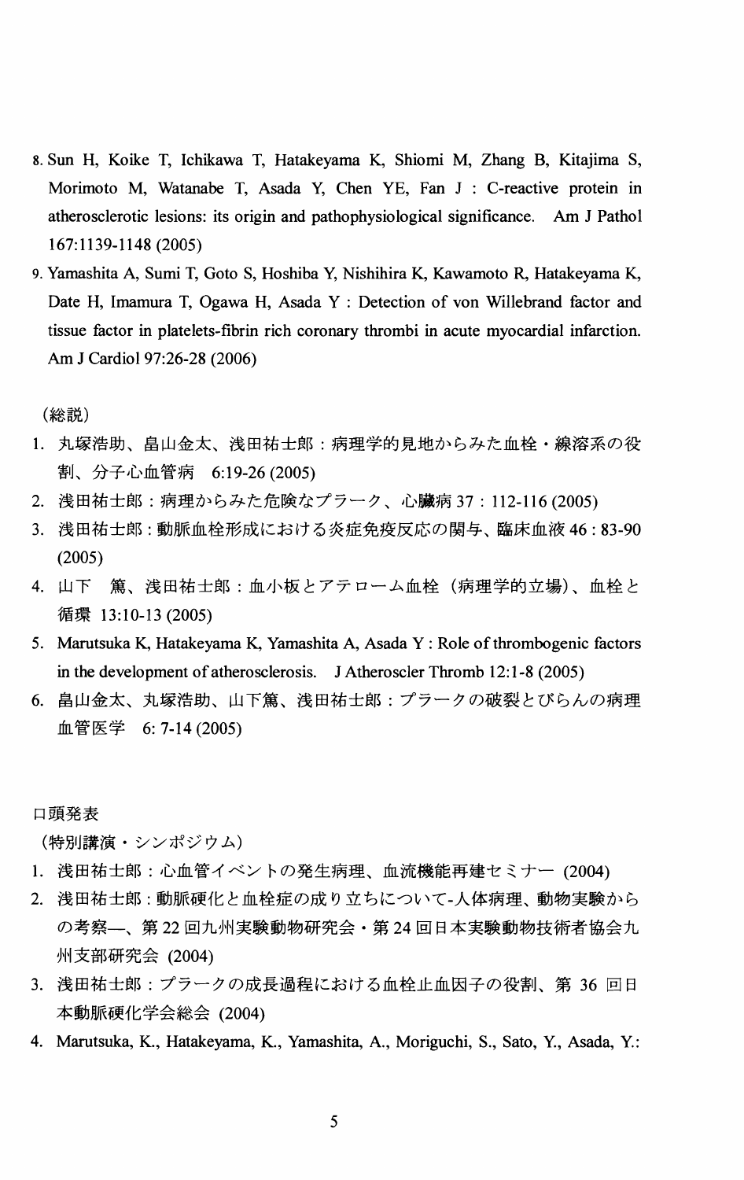8. Sun H, Koike T, Ichikawa T, Hatakeyama K, Shiomi M, Zhang B, Kitajima S, Morimoto M, Watanabe T, Asada Y, Chen YE, Fan J : C-reactive protein in atherosclerotic lesions: its origin and pathophysiological significance. Am J Pathol 167:1139-1148 (2005)
9. Yamashita A, Sumi T, Goto S, Hoshiba Y, Nishihira K, Kawamoto R, Hatakeyama K, Date H, Imamura T, Ogawa H, Asada Y : Detection of von Willebrand factor and tissue factor in platelets-fibrin rich coronary thrombi in acute myocardial infarction. Am J Cardiol 97:26-28 (2006)

（総説）

1. 丸塚浩助、畠山金太、浅田祐士郎：病理学的見地からみた血栓・線溶系の役割、分子心血管病　6:19-26 (2005)
2. 浅田祐士郎：病理からみた危険なプラーク、心臓病 37：112-116 (2005)
3. 浅田祐士郎：動脈血栓形成における炎症免疫反応の関与、臨床血液 46：83-90 (2005)
4. 山下　篤、浅田祐士郎：血小板とアテローム血栓（病理学的立場）、血栓と循環 13:10-13 (2005)
5. Marutsuka K, Hatakeyama K, Yamashita A, Asada Y : Role of thrombogenic factors in the development of atherosclerosis. J Atheroscler Thromb 12:1-8 (2005)
6. 畠山金太、丸塚浩助、山下篤、浅田祐士郎：プラークの破裂とびらんの病理　血管医学　6: 7-14 (2005)

口頭発表

（特別講演・シンポジウム）

1. 浅田祐士郎：心血管イベントの発生病理、血流機能再建セミナー (2004)
2. 浅田祐士郎：動脈硬化と血栓症の成り立ちについて-人体病理、動物実験からの考察—、第 22 回九州実験動物研究会・第 24 回日本実験動物技術者協会九州支部研究会 (2004)
3. 浅田祐士郎：プラークの成長過程における血栓止血因子の役割、第 36 回日本動脈硬化学会総会 (2004)
4. Marutsuka, K., Hatakeyama, K., Yamashita, A., Moriguchi, S., Sato, Y., Asada, Y.: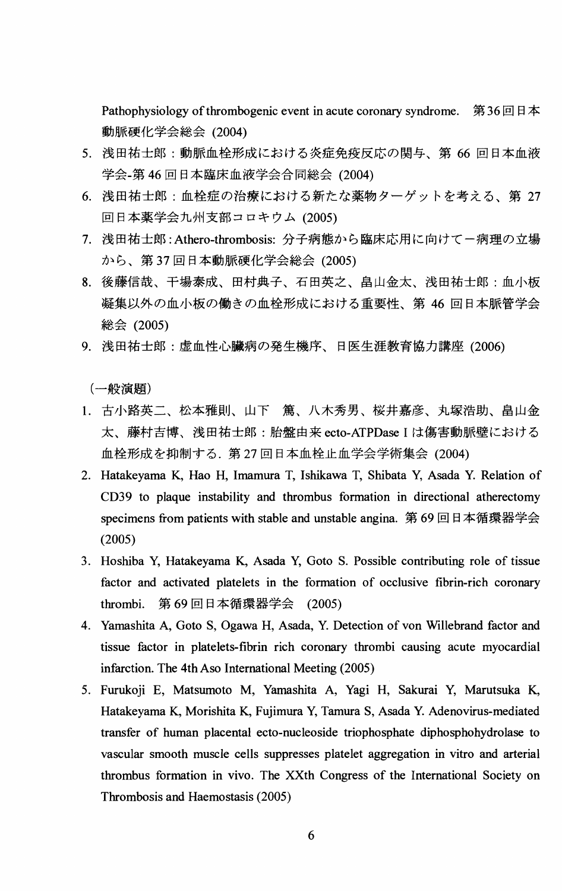Pathophysiology of thrombogenic event in acute coronary syndrome.　第36回日本動脈硬化学会総会 (2004)

5. 浅田祐士郎：動脈血栓形成における炎症免疫反応の関与、第 66 回日本血液学会-第 46 回日本臨床血液学会合同総会 (2004)
6. 浅田祐士郎：血栓症の治療における新たな薬物ターゲットを考える、第 27 回日本薬学会九州支部コロキウム (2005)
7. 浅田祐士郎：Athero-thrombosis: 分子病態から臨床応用に向けてー病理の立場から、第 37 回日本動脈硬化学会総会 (2005)
8. 後藤信哉、干場泰成、田村典子、石田英之、畠山金太、浅田祐士郎：血小板凝集以外の血小板の働きの血栓形成における重要性、第 46 回日本脈管学会総会 (2005)
9. 浅田祐士郎：虚血性心臓病の発生機序、日医生涯教育協力講座 (2006)

（一般演題）

1. 古小路英二、松本雅則、山下　篤、八木秀男、桜井嘉彦、丸塚浩助、畠山金太、藤村吉博、浅田祐士郎：胎盤由来 ecto-ATPDase I は傷害動脈壁における血栓形成を抑制する. 第 27 回日本血栓止血学会学術集会 (2004)
2. Hatakeyama K, Hao H, Imamura T, Ishikawa T, Shibata Y, Asada Y. Relation of CD39 to plaque instability and thrombus formation in directional atherectomy specimens from patients with stable and unstable angina. 第 69 回日本循環器学会 (2005)
3. Hoshiba Y, Hatakeyama K, Asada Y, Goto S. Possible contributing role of tissue factor and activated platelets in the formation of occlusive fibrin-rich coronary thrombi.　第 69 回日本循環器学会　(2005)
4. Yamashita A, Goto S, Ogawa H, Asada, Y. Detection of von Willebrand factor and tissue factor in platelets-fibrin rich coronary thrombi causing acute myocardial infarction. The 4th Aso International Meeting (2005)
5. Furukoji E, Matsumoto M, Yamashita A, Yagi H, Sakurai Y, Marutsuka K, Hatakeyama K, Morishita K, Fujimura Y, Tamura S, Asada Y. Adenovirus-mediated transfer of human placental ecto-nucleoside triophosphate diphosphohydrolase to vascular smooth muscle cells suppresses platelet aggregation in vitro and arterial thrombus formation in vivo. The XXth Congress of the International Society on Thrombosis and Haemostasis (2005)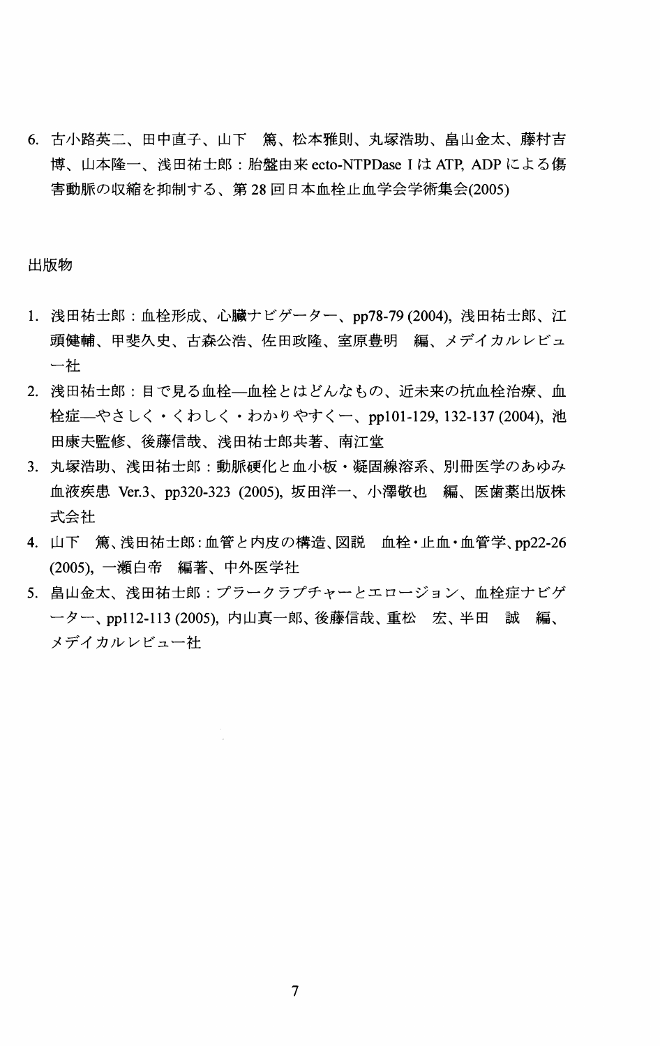6. 古小路英二、田中直子、山下　篤、松本雅則、丸塚浩助、畠山金太、藤村吉博、山本隆一、浅田祐士郎：胎盤由来 ecto-NTPDase I は ATP, ADP による傷害動脈の収縮を抑制する、第 28 回日本血栓止血学会学術集会(2005)

出版物

1. 浅田祐士郎：血栓形成、心臓ナビゲーター、pp78-79 (2004), 浅田祐士郎、江頭健輔、甲斐久史、古森公浩、佐田政隆、室原豊明　編、メデイカルレビュー社
2. 浅田祐士郎：目で見る血栓—血栓とはどんなもの、近未来の抗血栓治療、血栓症—やさしく・くわしく・わかりやすく—、pp101-129, 132-137 (2004), 池田康夫監修、後藤信哉、浅田祐士郎共著、南江堂
3. 丸塚浩助、浅田祐士郎：動脈硬化と血小板・凝固線溶系、別冊医学のあゆみ　血液疾患 Ver.3、pp320-323 (2005), 坂田洋一、小澤敬也　編、医歯薬出版株式会社
4. 山下　篤、浅田祐士郎：血管と内皮の構造、図説　血栓・止血・血管学、pp22-26 (2005), 一瀬白帝　編著、中外医学社
5. 畠山金太、浅田祐士郎：プラークラプチャーとエロージョン、血栓症ナビゲーター、pp112-113 (2005), 内山真一郎、後藤信哉、重松　宏、半田　誠　編、メデイカルレビュー社